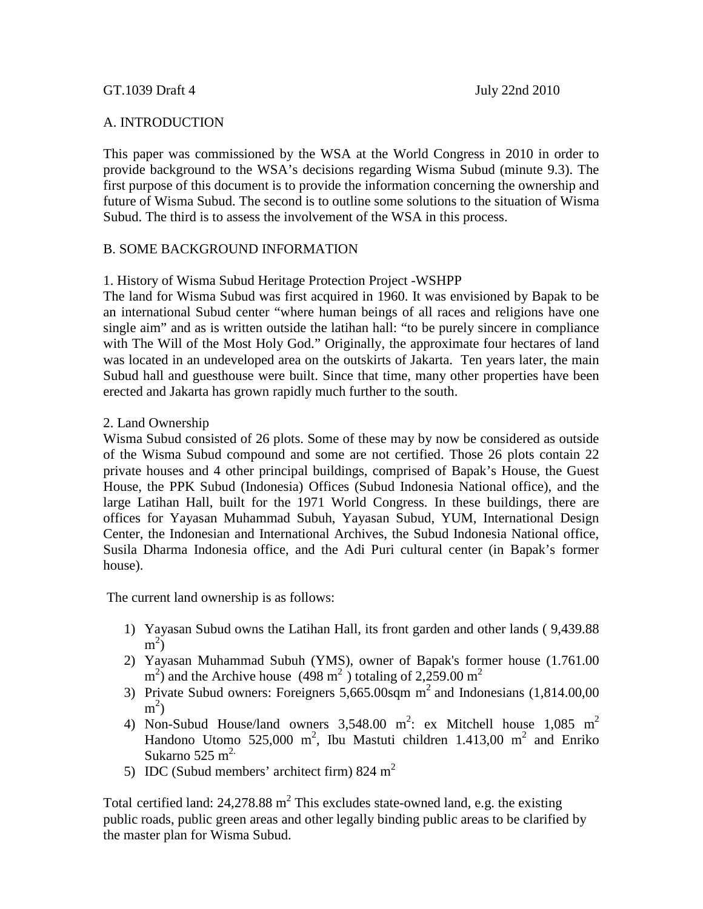GT.1039 Draft 4 July 22nd 2010

## A. INTRODUCTION

This paper was commissioned by the WSA at the World Congress in 2010 in order to provide background to the WSA's decisions regarding Wisma Subud (minute 9.3). The first purpose of this document is to provide the information concerning the ownership and future of Wisma Subud. The second is to outline some solutions to the situation of Wisma Subud. The third is to assess the involvement of the WSA in this process.

## B. SOME BACKGROUND INFORMATION

### 1. History of Wisma Subud Heritage Protection Project -WSHPP

The land for Wisma Subud was first acquired in 1960. It was envisioned by Bapak to be an international Subud center "where human beings of all races and religions have one single aim" and as is written outside the latihan hall: "to be purely sincere in compliance with The Will of the Most Holy God." Originally, the approximate four hectares of land was located in an undeveloped area on the outskirts of Jakarta. Ten years later, the main Subud hall and guesthouse were built. Since that time, many other properties have been erected and Jakarta has grown rapidly much further to the south.

### 2. Land Ownership

Wisma Subud consisted of 26 plots. Some of these may by now be considered as outside of the Wisma Subud compound and some are not certified. Those 26 plots contain 22 private houses and 4 other principal buildings, comprised of Bapak's House, the Guest House, the PPK Subud (Indonesia) Offices (Subud Indonesia National office), and the large Latihan Hall, built for the 1971 World Congress. In these buildings, there are offices for Yayasan Muhammad Subuh, Yayasan Subud, YUM, International Design Center, the Indonesian and International Archives, the Subud Indonesia National office, Susila Dharma Indonesia office, and the Adi Puri cultural center (in Bapak's former house).

The current land ownership is as follows:

1) Yayasan Subud owns the Latihan Hall, its front garden and other lands ( 9,439.88 $m^2$)
2) Yayasan Muhammad Subuh (YMS), owner of Bapak's former house (1.761.00 $m^2$) and the Archive house (498 $m^2$ ) totaling of 2,259.00 $m^2$
3) Private Subud owners: Foreigners 5,665.00sqm $m^2$ and Indonesians (1,814.00,00 $m^2$)
4) Non-Subud House/land owners 3,548.00 $m^2$: ex Mitchell house 1,085 $m^2$ Handono Utomo 525,000 $m^2$, Ibu Mastuti children 1.413,00 $m^2$ and Enriko Sukarno 525 $m^2$.
5) IDC (Subud members' architect firm) 824 $m^2$

Total certified land: 24,278.88 $m^2$ This excludes state-owned land, e.g. the existing public roads, public green areas and other legally binding public areas to be clarified by the master plan for Wisma Subud.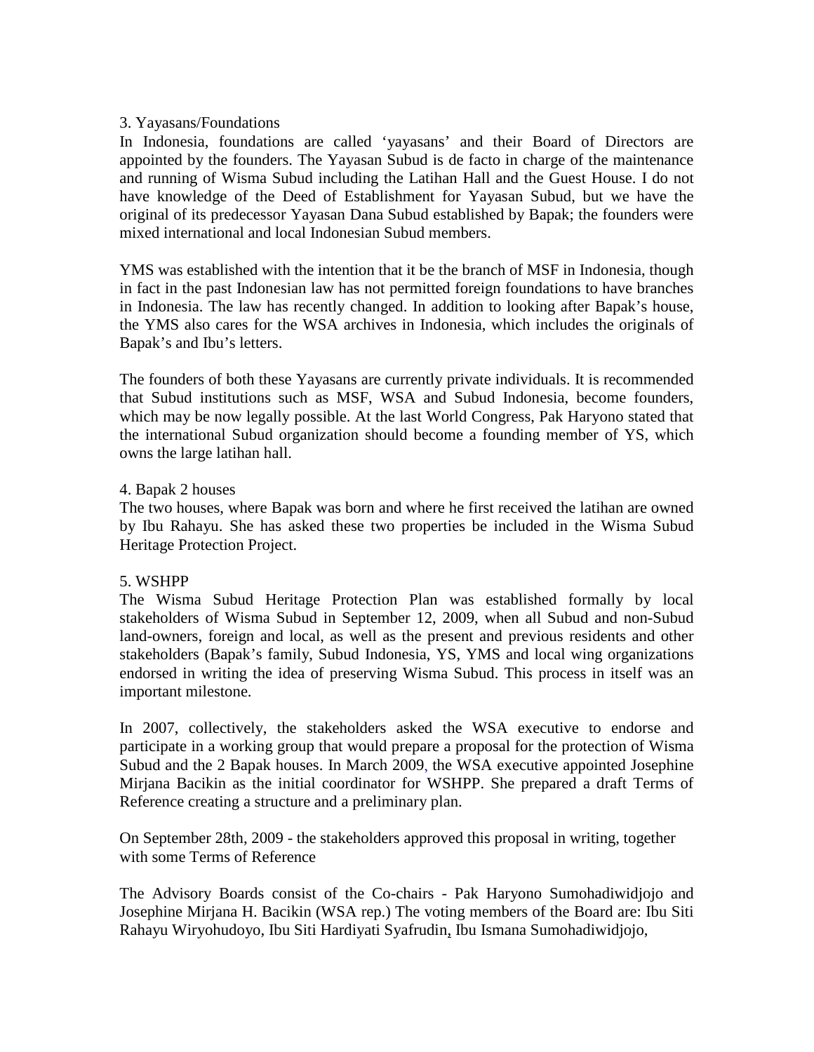3. Yayasans/Foundations

In Indonesia, foundations are called 'yayasans' and their Board of Directors are appointed by the founders. The Yayasan Subud is de facto in charge of the maintenance and running of Wisma Subud including the Latihan Hall and the Guest House. I do not have knowledge of the Deed of Establishment for Yayasan Subud, but we have the original of its predecessor Yayasan Dana Subud established by Bapak; the founders were mixed international and local Indonesian Subud members.

YMS was established with the intention that it be the branch of MSF in Indonesia, though in fact in the past Indonesian law has not permitted foreign foundations to have branches in Indonesia. The law has recently changed. In addition to looking after Bapak's house, the YMS also cares for the WSA archives in Indonesia, which includes the originals of Bapak's and Ibu's letters.

The founders of both these Yayasans are currently private individuals. It is recommended that Subud institutions such as MSF, WSA and Subud Indonesia, become founders, which may be now legally possible. At the last World Congress, Pak Haryono stated that the international Subud organization should become a founding member of YS, which owns the large latihan hall.

4. Bapak 2 houses

The two houses, where Bapak was born and where he first received the latihan are owned by Ibu Rahayu. She has asked these two properties be included in the Wisma Subud Heritage Protection Project.

5. WSHPP

The Wisma Subud Heritage Protection Plan was established formally by local stakeholders of Wisma Subud in September 12, 2009, when all Subud and non-Subud land-owners, foreign and local, as well as the present and previous residents and other stakeholders (Bapak's family, Subud Indonesia, YS, YMS and local wing organizations endorsed in writing the idea of preserving Wisma Subud. This process in itself was an important milestone.

In 2007, collectively, the stakeholders asked the WSA executive to endorse and participate in a working group that would prepare a proposal for the protection of Wisma Subud and the 2 Bapak houses. In March 2009, the WSA executive appointed Josephine Mirjana Bacikin as the initial coordinator for WSHPP. She prepared a draft Terms of Reference creating a structure and a preliminary plan.

On September 28th, 2009 - the stakeholders approved this proposal in writing, together with some Terms of Reference

The Advisory Boards consist of the Co-chairs - Pak Haryono Sumohadiwidjojo and Josephine Mirjana H. Bacikin (WSA rep.) The voting members of the Board are: Ibu Siti Rahayu Wiryohudoyo, Ibu Siti Hardiyati Syafrudin, Ibu Ismana Sumohadiwidjojo,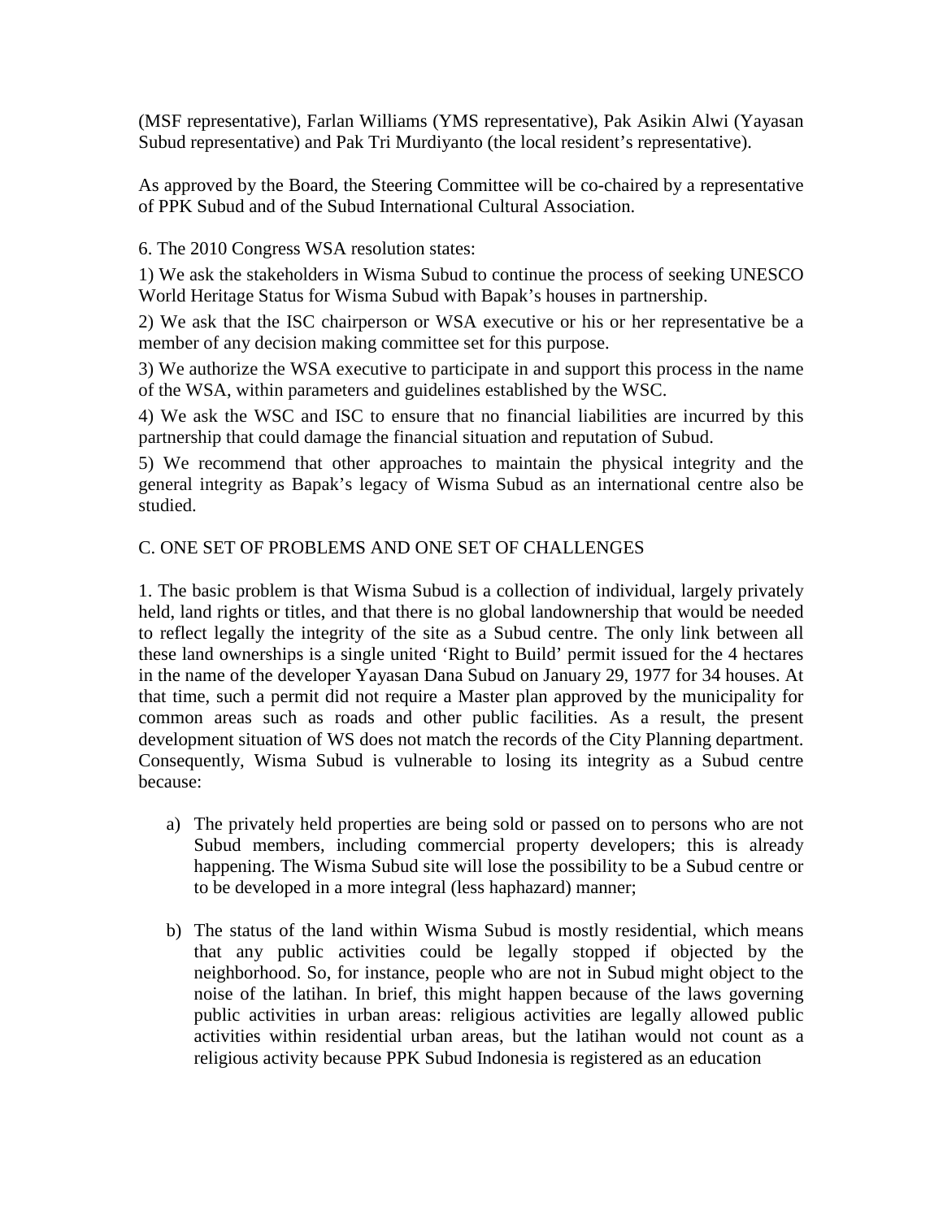(MSF representative), Farlan Williams (YMS representative), Pak Asikin Alwi (Yayasan Subud representative) and Pak Tri Murdiyanto (the local resident's representative).

As approved by the Board, the Steering Committee will be co-chaired by a representative of PPK Subud and of the Subud International Cultural Association.

6. The 2010 Congress WSA resolution states:

1) We ask the stakeholders in Wisma Subud to continue the process of seeking UNESCO World Heritage Status for Wisma Subud with Bapak's houses in partnership.

2) We ask that the ISC chairperson or WSA executive or his or her representative be a member of any decision making committee set for this purpose.

3) We authorize the WSA executive to participate in and support this process in the name of the WSA, within parameters and guidelines established by the WSC.

4) We ask the WSC and ISC to ensure that no financial liabilities are incurred by this partnership that could damage the financial situation and reputation of Subud.

5) We recommend that other approaches to maintain the physical integrity and the general integrity as Bapak's legacy of Wisma Subud as an international centre also be studied.

## C. ONE SET OF PROBLEMS AND ONE SET OF CHALLENGES

1. The basic problem is that Wisma Subud is a collection of individual, largely privately held, land rights or titles, and that there is no global landownership that would be needed to reflect legally the integrity of the site as a Subud centre. The only link between all these land ownerships is a single united 'Right to Build' permit issued for the 4 hectares in the name of the developer Yayasan Dana Subud on January 29, 1977 for 34 houses. At that time, such a permit did not require a Master plan approved by the municipality for common areas such as roads and other public facilities. As a result, the present development situation of WS does not match the records of the City Planning department. Consequently, Wisma Subud is vulnerable to losing its integrity as a Subud centre because:

a) The privately held properties are being sold or passed on to persons who are not Subud members, including commercial property developers; this is already happening. The Wisma Subud site will lose the possibility to be a Subud centre or to be developed in a more integral (less haphazard) manner;

b) The status of the land within Wisma Subud is mostly residential, which means that any public activities could be legally stopped if objected by the neighborhood. So, for instance, people who are not in Subud might object to the noise of the latihan. In brief, this might happen because of the laws governing public activities in urban areas: religious activities are legally allowed public activities within residential urban areas, but the latihan would not count as a religious activity because PPK Subud Indonesia is registered as an education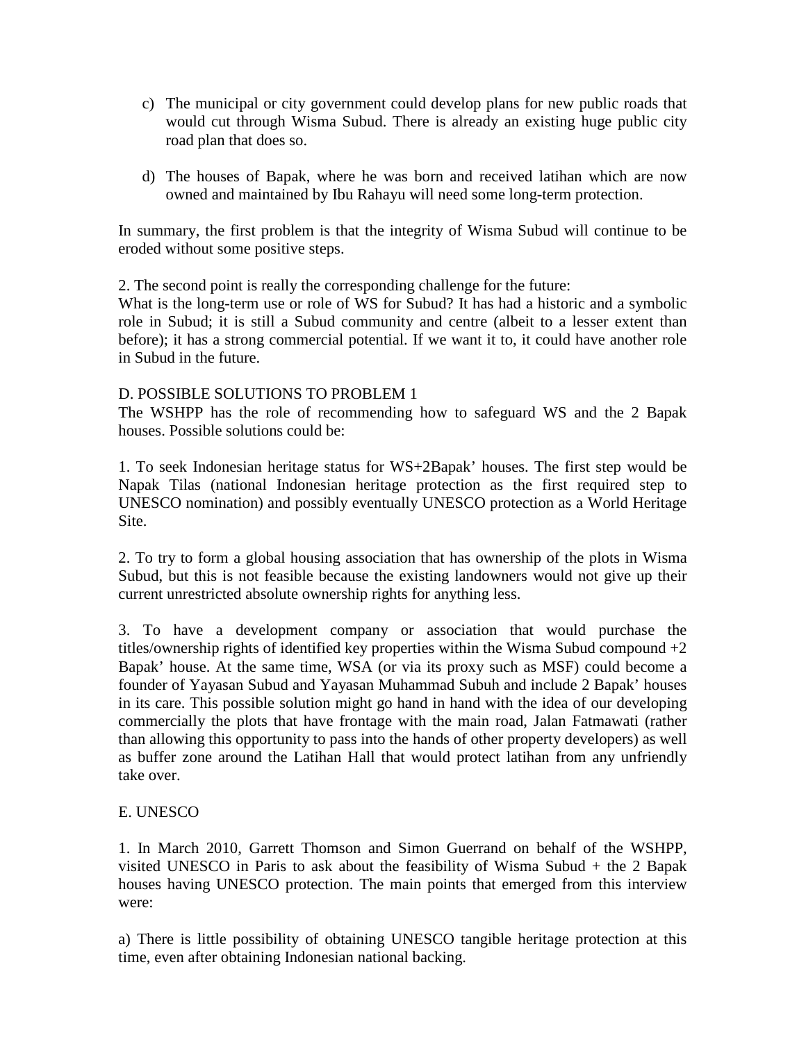c) The municipal or city government could develop plans for new public roads that would cut through Wisma Subud. There is already an existing huge public city road plan that does so.

d) The houses of Bapak, where he was born and received latihan which are now owned and maintained by Ibu Rahayu will need some long-term protection.

In summary, the first problem is that the integrity of Wisma Subud will continue to be eroded without some positive steps.

2. The second point is really the corresponding challenge for the future:
What is the long-term use or role of WS for Subud? It has had a historic and a symbolic role in Subud; it is still a Subud community and centre (albeit to a lesser extent than before); it has a strong commercial potential. If we want it to, it could have another role in Subud in the future.

D. POSSIBLE SOLUTIONS TO PROBLEM 1
The WSHPP has the role of recommending how to safeguard WS and the 2 Bapak houses. Possible solutions could be:

1. To seek Indonesian heritage status for WS+2Bapak' houses. The first step would be Napak Tilas (national Indonesian heritage protection as the first required step to UNESCO nomination) and possibly eventually UNESCO protection as a World Heritage Site.

2. To try to form a global housing association that has ownership of the plots in Wisma Subud, but this is not feasible because the existing landowners would not give up their current unrestricted absolute ownership rights for anything less.

3. To have a development company or association that would purchase the titles/ownership rights of identified key properties within the Wisma Subud compound +2 Bapak' house. At the same time, WSA (or via its proxy such as MSF) could become a founder of Yayasan Subud and Yayasan Muhammad Subuh and include 2 Bapak' houses in its care. This possible solution might go hand in hand with the idea of our developing commercially the plots that have frontage with the main road, Jalan Fatmawati (rather than allowing this opportunity to pass into the hands of other property developers) as well as buffer zone around the Latihan Hall that would protect latihan from any unfriendly take over.

E. UNESCO

1. In March 2010, Garrett Thomson and Simon Guerrand on behalf of the WSHPP, visited UNESCO in Paris to ask about the feasibility of Wisma Subud + the 2 Bapak houses having UNESCO protection. The main points that emerged from this interview were:

a) There is little possibility of obtaining UNESCO tangible heritage protection at this time, even after obtaining Indonesian national backing.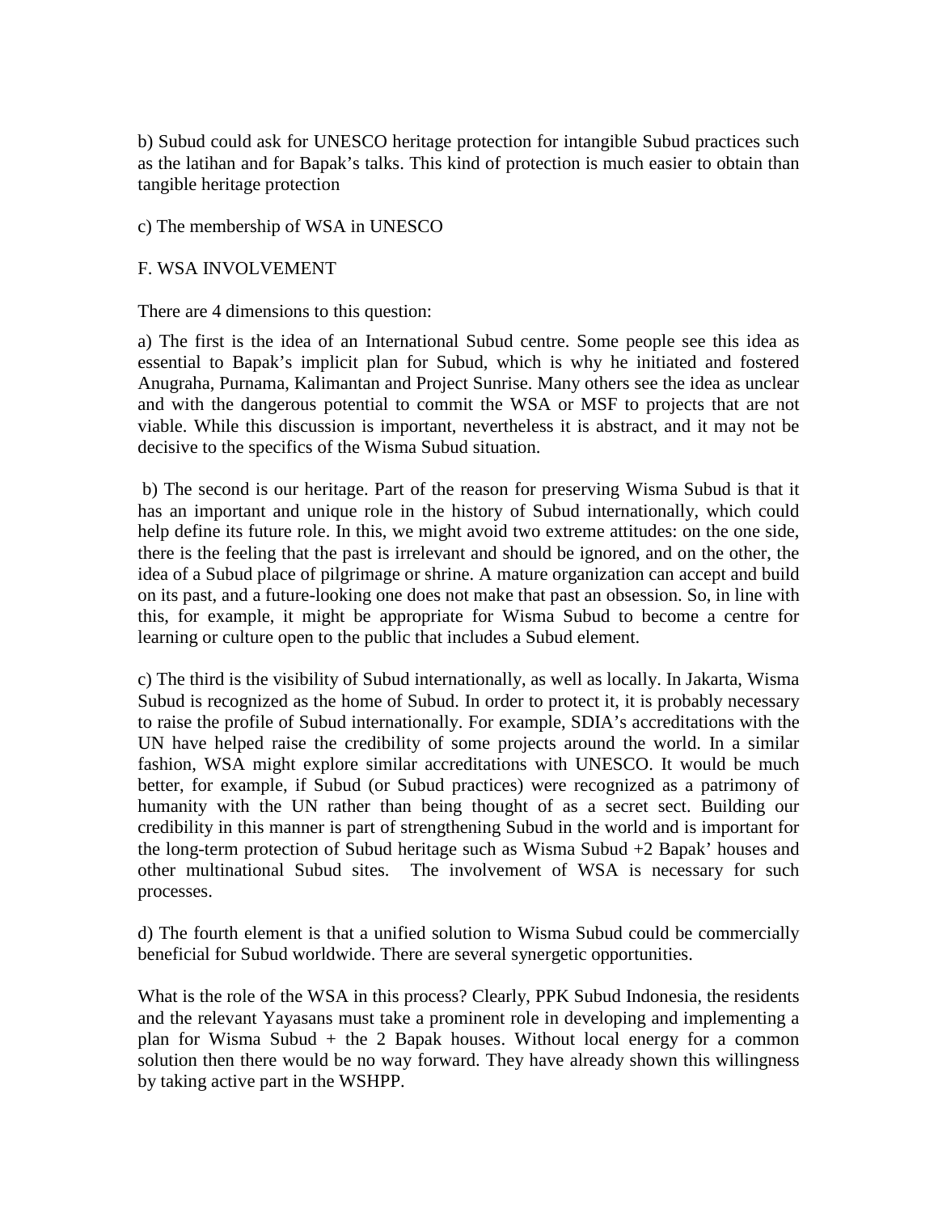b) Subud could ask for UNESCO heritage protection for intangible Subud practices such as the latihan and for Bapak's talks. This kind of protection is much easier to obtain than tangible heritage protection

c) The membership of WSA in UNESCO

## F. WSA INVOLVEMENT

There are 4 dimensions to this question:

a) The first is the idea of an International Subud centre. Some people see this idea as essential to Bapak's implicit plan for Subud, which is why he initiated and fostered Anugraha, Purnama, Kalimantan and Project Sunrise. Many others see the idea as unclear and with the dangerous potential to commit the WSA or MSF to projects that are not viable. While this discussion is important, nevertheless it is abstract, and it may not be decisive to the specifics of the Wisma Subud situation.

b) The second is our heritage. Part of the reason for preserving Wisma Subud is that it has an important and unique role in the history of Subud internationally, which could help define its future role. In this, we might avoid two extreme attitudes: on the one side, there is the feeling that the past is irrelevant and should be ignored, and on the other, the idea of a Subud place of pilgrimage or shrine. A mature organization can accept and build on its past, and a future-looking one does not make that past an obsession. So, in line with this, for example, it might be appropriate for Wisma Subud to become a centre for learning or culture open to the public that includes a Subud element.

c) The third is the visibility of Subud internationally, as well as locally. In Jakarta, Wisma Subud is recognized as the home of Subud. In order to protect it, it is probably necessary to raise the profile of Subud internationally. For example, SDIA's accreditations with the UN have helped raise the credibility of some projects around the world. In a similar fashion, WSA might explore similar accreditations with UNESCO. It would be much better, for example, if Subud (or Subud practices) were recognized as a patrimony of humanity with the UN rather than being thought of as a secret sect. Building our credibility in this manner is part of strengthening Subud in the world and is important for the long-term protection of Subud heritage such as Wisma Subud +2 Bapak' houses and other multinational Subud sites. The involvement of WSA is necessary for such processes.

d) The fourth element is that a unified solution to Wisma Subud could be commercially beneficial for Subud worldwide. There are several synergetic opportunities.

What is the role of the WSA in this process? Clearly, PPK Subud Indonesia, the residents and the relevant Yayasans must take a prominent role in developing and implementing a plan for Wisma Subud + the 2 Bapak houses. Without local energy for a common solution then there would be no way forward. They have already shown this willingness by taking active part in the WSHPP.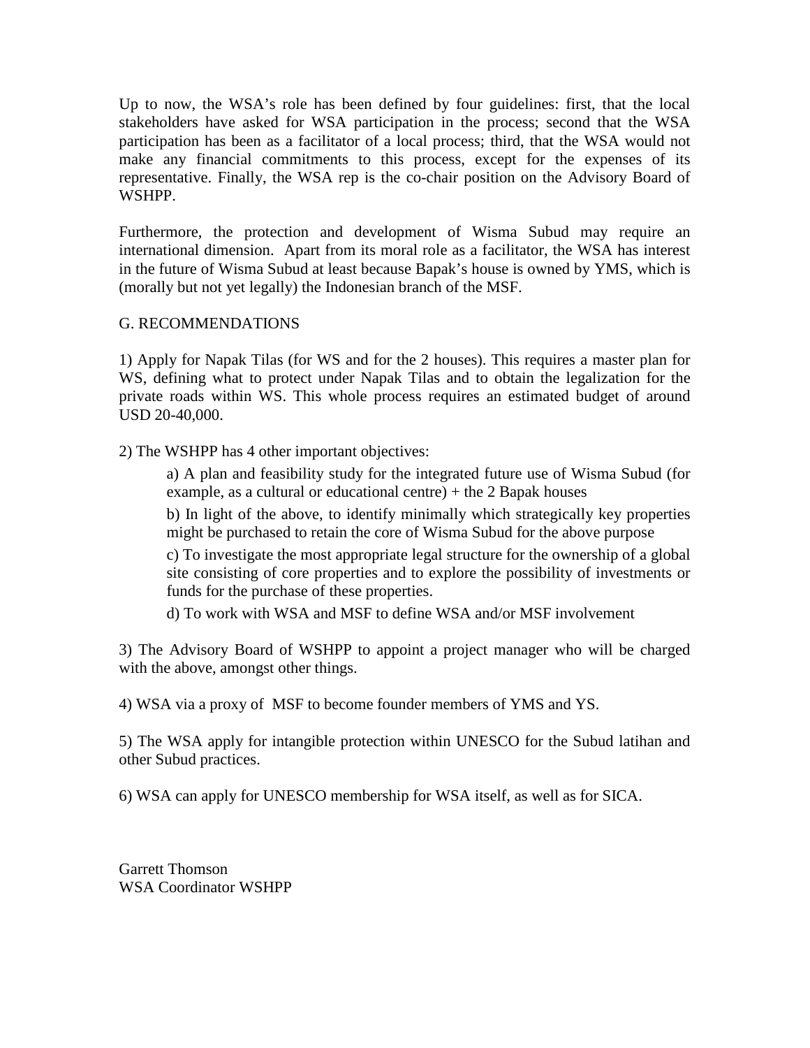Up to now, the WSA's role has been defined by four guidelines: first, that the local stakeholders have asked for WSA participation in the process; second that the WSA participation has been as a facilitator of a local process; third, that the WSA would not make any financial commitments to this process, except for the expenses of its representative. Finally, the WSA rep is the co-chair position on the Advisory Board of WSHPP.

Furthermore, the protection and development of Wisma Subud may require an international dimension. Apart from its moral role as a facilitator, the WSA has interest in the future of Wisma Subud at least because Bapak's house is owned by YMS, which is (morally but not yet legally) the Indonesian branch of the MSF.

## G. RECOMMENDATIONS

1) Apply for Napak Tilas (for WS and for the 2 houses). This requires a master plan for WS, defining what to protect under Napak Tilas and to obtain the legalization for the private roads within WS. This whole process requires an estimated budget of around USD 20-40,000.

2) The WSHPP has 4 other important objectives:

> a) A plan and feasibility study for the integrated future use of Wisma Subud (for example, as a cultural or educational centre) + the 2 Bapak houses
>
> b) In light of the above, to identify minimally which strategically key properties might be purchased to retain the core of Wisma Subud for the above purpose
>
> c) To investigate the most appropriate legal structure for the ownership of a global site consisting of core properties and to explore the possibility of investments or funds for the purchase of these properties.
>
> d) To work with WSA and MSF to define WSA and/or MSF involvement

3) The Advisory Board of WSHPP to appoint a project manager who will be charged with the above, amongst other things.

4) WSA via a proxy of MSF to become founder members of YMS and YS.

5) The WSA apply for intangible protection within UNESCO for the Subud latihan and other Subud practices.

6) WSA can apply for UNESCO membership for WSA itself, as well as for SICA.

Garrett Thomson
WSA Coordinator WSHPP